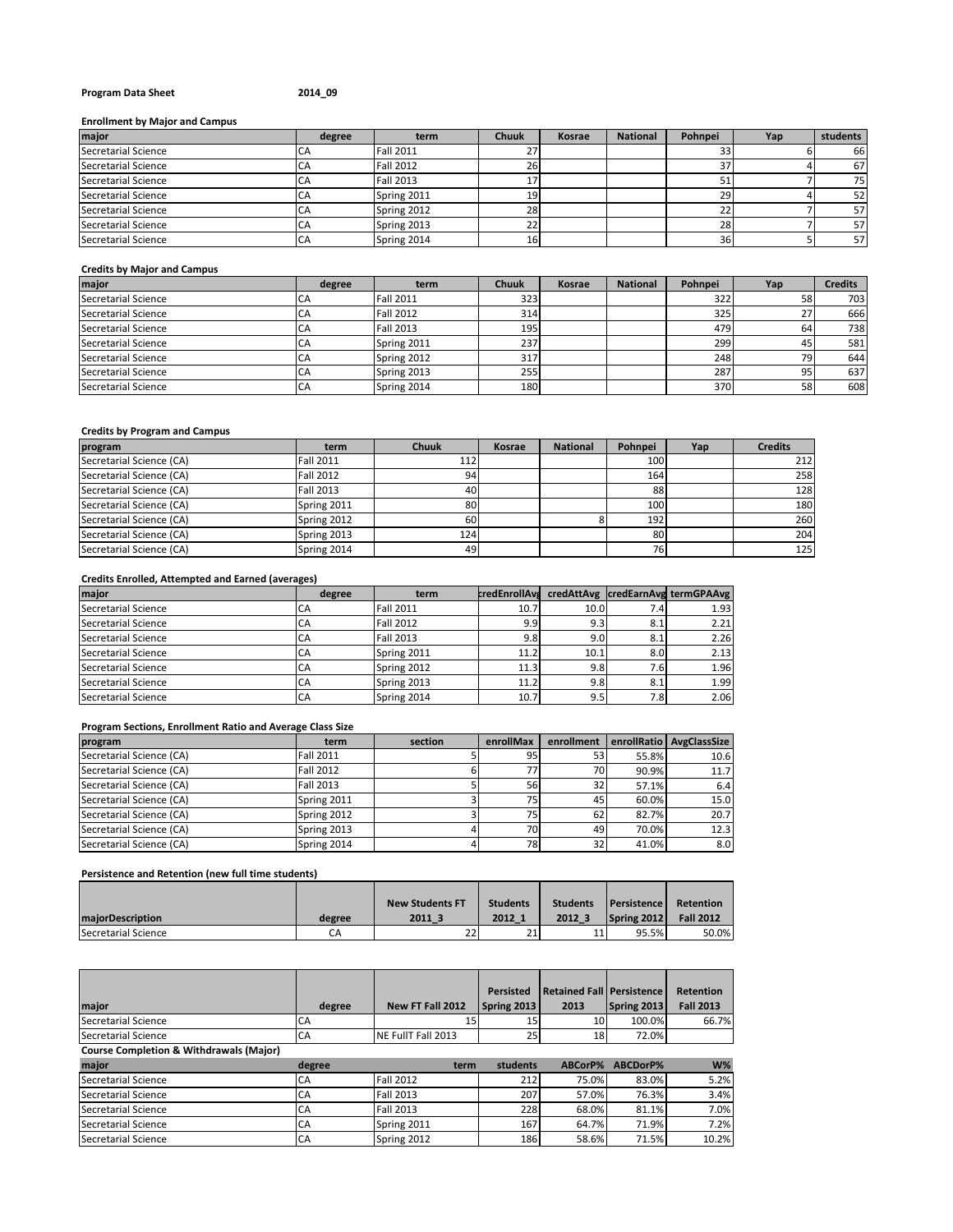**Program Data Sheet** **2014_09**

**Enrollment by Major and Campus**

| major | degree | term | Chuuk | Kosrae | National | Pohnpei | Yap | students |
|---|---|---|---|---|---|---|---|---|
| Secretarial Science | CA | Fall 2011 | 27 | | | 33 | 6 | 66 |
| Secretarial Science | CA | Fall 2012 | 26 | | | 37 | 4 | 67 |
| Secretarial Science | CA | Fall 2013 | 17 | | | 51 | 7 | 75 |
| Secretarial Science | CA | Spring 2011 | 19 | | | 29 | 4 | 52 |
| Secretarial Science | CA | Spring 2012 | 28 | | | 22 | 7 | 57 |
| Secretarial Science | CA | Spring 2013 | 22 | | | 28 | 7 | 57 |
| Secretarial Science | CA | Spring 2014 | 16 | | | 36 | 5 | 57 |

**Credits by Major and Campus**

| major | degree | term | Chuuk | Kosrae | National | Pohnpei | Yap | Credits |
|---|---|---|---|---|---|---|---|---|
| Secretarial Science | CA | Fall 2011 | 323 | | | 322 | 58 | 703 |
| Secretarial Science | CA | Fall 2012 | 314 | | | 325 | 27 | 666 |
| Secretarial Science | CA | Fall 2013 | 195 | | | 479 | 64 | 738 |
| Secretarial Science | CA | Spring 2011 | 237 | | | 299 | 45 | 581 |
| Secretarial Science | CA | Spring 2012 | 317 | | | 248 | 79 | 644 |
| Secretarial Science | CA | Spring 2013 | 255 | | | 287 | 95 | 637 |
| Secretarial Science | CA | Spring 2014 | 180 | | | 370 | 58 | 608 |

**Credits by Program and Campus**

| program | term | Chuuk | Kosrae | National | Pohnpei | Yap | Credits |
|---|---|---|---|---|---|---|---|
| Secretarial Science (CA) | Fall 2011 | 112 | | | 100 | | 212 |
| Secretarial Science (CA) | Fall 2012 | 94 | | | 164 | | 258 |
| Secretarial Science (CA) | Fall 2013 | 40 | | | 88 | | 128 |
| Secretarial Science (CA) | Spring 2011 | 80 | | | 100 | | 180 |
| Secretarial Science (CA) | Spring 2012 | 60 | | 8 | 192 | | 260 |
| Secretarial Science (CA) | Spring 2013 | 124 | | | 80 | | 204 |
| Secretarial Science (CA) | Spring 2014 | 49 | | | 76 | | 125 |

**Credits Enrolled, Attempted and Earned (averages)**

| major | degree | term | credEnrollAvg | credAttAvg | credEarnAvg | termGPAAvg |
|---|---|---|---|---|---|---|
| Secretarial Science | CA | Fall 2011 | 10.7 | 10.0 | 7.4 | 1.93 |
| Secretarial Science | CA | Fall 2012 | 9.9 | 9.3 | 8.1 | 2.21 |
| Secretarial Science | CA | Fall 2013 | 9.8 | 9.0 | 8.1 | 2.26 |
| Secretarial Science | CA | Spring 2011 | 11.2 | 10.1 | 8.0 | 2.13 |
| Secretarial Science | CA | Spring 2012 | 11.3 | 9.8 | 7.6 | 1.96 |
| Secretarial Science | CA | Spring 2013 | 11.2 | 9.8 | 8.1 | 1.99 |
| Secretarial Science | CA | Spring 2014 | 10.7 | 9.5 | 7.8 | 2.06 |

**Program Sections, Enrollment Ratio and Average Class Size**

| program | term | section | enrollMax | enrollment | enrollRatio | AvgClassSize |
|---|---|---|---|---|---|---|
| Secretarial Science (CA) | Fall 2011 | 5 | 95 | 53 | 55.8% | 10.6 |
| Secretarial Science (CA) | Fall 2012 | 6 | 77 | 70 | 90.9% | 11.7 |
| Secretarial Science (CA) | Fall 2013 | 5 | 56 | 32 | 57.1% | 6.4 |
| Secretarial Science (CA) | Spring 2011 | 3 | 75 | 45 | 60.0% | 15.0 |
| Secretarial Science (CA) | Spring 2012 | 3 | 75 | 62 | 82.7% | 20.7 |
| Secretarial Science (CA) | Spring 2013 | 4 | 70 | 49 | 70.0% | 12.3 |
| Secretarial Science (CA) | Spring 2014 | 4 | 78 | 32 | 41.0% | 8.0 |

**Persistence and Retention (new full time students)**

| majorDescription | degree | New Students FT 2011_3 | Students 2012_1 | Students 2012_3 | Persistence Spring 2012 | Retention Fall 2012 |
|---|---|---|---|---|---|---|
| Secretarial Science | CA | 22 | 21 | 11 | 95.5% | 50.0% |

| major | degree | New FT Fall 2012 | Persisted Spring 2013 | Retained Fall 2013 | Persistence Spring 2013 | Retention Fall 2013 |
|---|---|---|---|---|---|---|
| Secretarial Science | CA | 15 | 15 | 10 | 100.0% | 66.7% |
| Secretarial Science | CA | NE FullT Fall 2013 | 25 | 18 | 72.0% | |

**Course Completion & Withdrawals (Major)**

| major | degree | term | students | ABCorP% | ABCDorP% | W% |
|---|---|---|---|---|---|---|
| Secretarial Science | CA | Fall 2012 | 212 | 75.0% | 83.0% | 5.2% |
| Secretarial Science | CA | Fall 2013 | 207 | 57.0% | 76.3% | 3.4% |
| Secretarial Science | CA | Fall 2013 | 228 | 68.0% | 81.1% | 7.0% |
| Secretarial Science | CA | Spring 2011 | 167 | 64.7% | 71.9% | 7.2% |
| Secretarial Science | CA | Spring 2012 | 186 | 58.6% | 71.5% | 10.2% |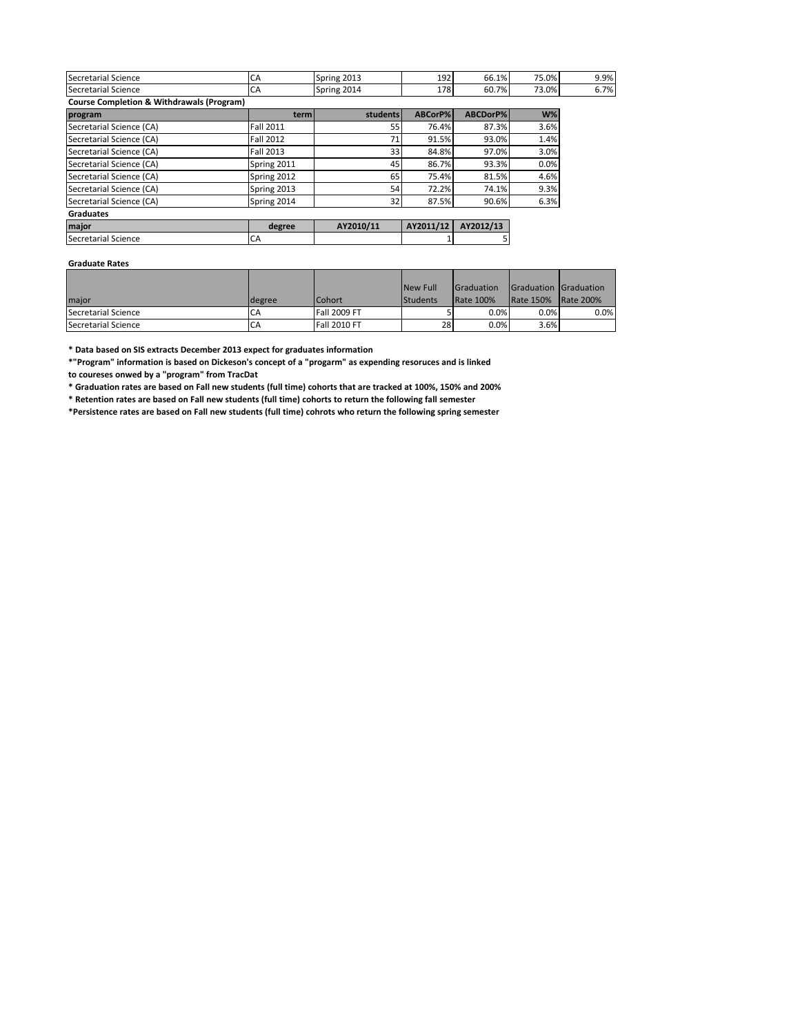| | | | | | | |
|---|---|---|---|---|---|---|
| Secretarial Science | CA | Spring 2013 | 192 | 66.1% | 75.0% | 9.9% |
| Secretarial Science | CA | Spring 2014 | 178 | 60.7% | 73.0% | 6.7% |

**Course Completion & Withdrawals (Program)**

| program | term | students | ABCorP% | ABCDorP% | W% |
|---|---|---|---|---|---|
| Secretarial Science (CA) | Fall 2011 | 55 | 76.4% | 87.3% | 3.6% |
| Secretarial Science (CA) | Fall 2012 | 71 | 91.5% | 93.0% | 1.4% |
| Secretarial Science (CA) | Fall 2013 | 33 | 84.8% | 97.0% | 3.0% |
| Secretarial Science (CA) | Spring 2011 | 45 | 86.7% | 93.3% | 0.0% |
| Secretarial Science (CA) | Spring 2012 | 65 | 75.4% | 81.5% | 4.6% |
| Secretarial Science (CA) | Spring 2013 | 54 | 72.2% | 74.1% | 9.3% |
| Secretarial Science (CA) | Spring 2014 | 32 | 87.5% | 90.6% | 6.3% |

**Graduates**

| major | degree | AY2010/11 | AY2011/12 | AY2012/13 |
|---|---|---|---|---|
| Secretarial Science | CA | | 1 | 5 |

**Graduate Rates**

| major | degree | Cohort | New Full Students | Graduation Rate 100% | Graduation Rate 150% | Graduation Rate 200% |
|---|---|---|---|---|---|---|
| Secretarial Science | CA | Fall 2009 FT | 5 | 0.0% | 0.0% | 0.0% |
| Secretarial Science | CA | Fall 2010 FT | 28 | 0.0% | 3.6% | |

**\* Data based on SIS extracts December 2013 expect for graduates information**

**\*"Program" information is based on Dickeson's concept of a "progarm" as expending resoruces and is linked to coureses onwed by a "program" from TracDat**

**\* Graduation rates are based on Fall new students (full time) cohorts that are tracked at 100%, 150% and 200%**

**\* Retention rates are based on Fall new students (full time) cohorts to return the following fall semester**

**\*Persistence rates are based on Fall new students (full time) cohrots who return the following spring semester**